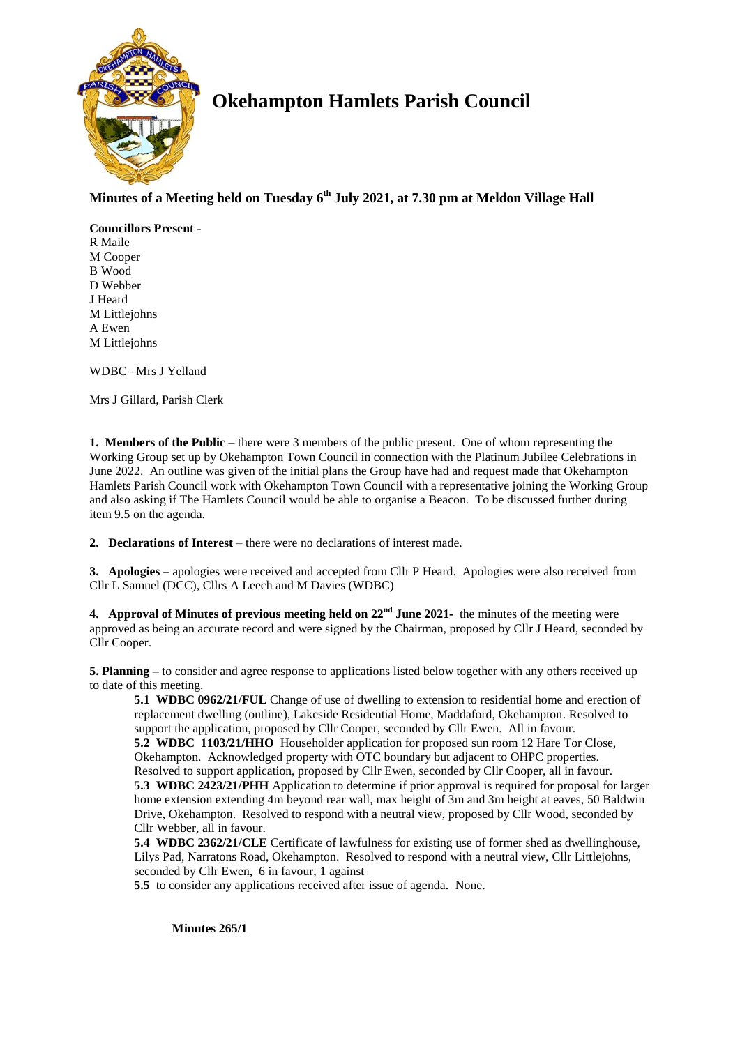# Okehampton Hamlets Parish Council

## Minutes of a Meeting held on Tuesday 6th July 2021, at 7.30 pm at Meldon Village Hall

**Councillors Present -**
R Maile
M Cooper
B Wood
D Webber
J Heard
M Littlejohns
A Ewen
M Littlejohns

WDBC –Mrs J Yelland

Mrs J Gillard, Parish Clerk

**1. Members of the Public –** there were 3 members of the public present. One of whom representing the Working Group set up by Okehampton Town Council in connection with the Platinum Jubilee Celebrations in June 2022. An outline was given of the initial plans the Group have had and request made that Okehampton Hamlets Parish Council work with Okehampton Town Council with a representative joining the Working Group and also asking if The Hamlets Council would be able to organise a Beacon. To be discussed further during item 9.5 on the agenda.

**2. Declarations of Interest** – there were no declarations of interest made.

**3. Apologies –** apologies were received and accepted from Cllr P Heard. Apologies were also received from Cllr L Samuel (DCC), Cllrs A Leech and M Davies (WDBC)

**4. Approval of Minutes of previous meeting held on 22nd June 2021-** the minutes of the meeting were approved as being an accurate record and were signed by the Chairman, proposed by Cllr J Heard, seconded by Cllr Cooper.

**5. Planning –** to consider and agree response to applications listed below together with any others received up to date of this meeting.

**5.1 WDBC 0962/21/FUL** Change of use of dwelling to extension to residential home and erection of replacement dwelling (outline), Lakeside Residential Home, Maddaford, Okehampton. Resolved to support the application, proposed by Cllr Cooper, seconded by Cllr Ewen. All in favour.

**5.2 WDBC 1103/21/HHO** Householder application for proposed sun room 12 Hare Tor Close, Okehampton. Acknowledged property with OTC boundary but adjacent to OHPC properties. Resolved to support application, proposed by Cllr Ewen, seconded by Cllr Cooper, all in favour.

**5.3 WDBC 2423/21/PHH** Application to determine if prior approval is required for proposal for larger home extension extending 4m beyond rear wall, max height of 3m and 3m height at eaves, 50 Baldwin Drive, Okehampton. Resolved to respond with a neutral view, proposed by Cllr Wood, seconded by Cllr Webber, all in favour.

**5.4 WDBC 2362/21/CLE** Certificate of lawfulness for existing use of former shed as dwellinghouse, Lilys Pad, Narratons Road, Okehampton. Resolved to respond with a neutral view, Cllr Littlejohns, seconded by Cllr Ewen, 6 in favour, 1 against

**5.5** to consider any applications received after issue of agenda. None.

**Minutes 265/1**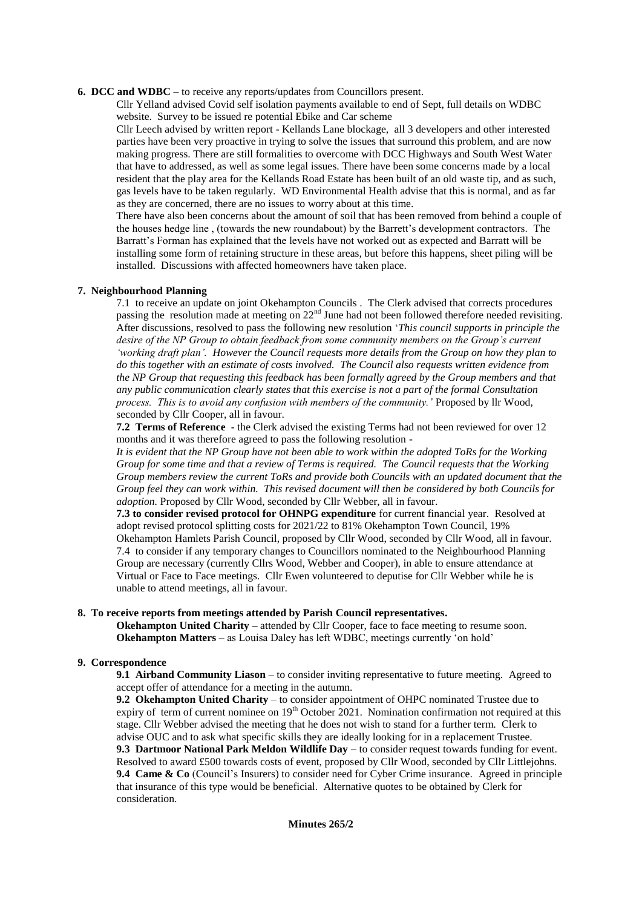**6. DCC and WDBC –** to receive any reports/updates from Councillors present.

Cllr Yelland advised Covid self isolation payments available to end of Sept, full details on WDBC website. Survey to be issued re potential Ebike and Car scheme

Cllr Leech advised by written report - Kellands Lane blockage, all 3 developers and other interested parties have been very proactive in trying to solve the issues that surround this problem, and are now making progress. There are still formalities to overcome with DCC Highways and South West Water that have to addressed, as well as some legal issues. There have been some concerns made by a local resident that the play area for the Kellands Road Estate has been built of an old waste tip, and as such, gas levels have to be taken regularly. WD Environmental Health advise that this is normal, and as far as they are concerned, there are no issues to worry about at this time.

There have also been concerns about the amount of soil that has been removed from behind a couple of the houses hedge line , (towards the new roundabout) by the Barrett's development contractors. The Barratt's Forman has explained that the levels have not worked out as expected and Barratt will be installing some form of retaining structure in these areas, but before this happens, sheet piling will be installed. Discussions with affected homeowners have taken place.

**7. Neighbourhood Planning**

7.1 to receive an update on joint Okehampton Councils . The Clerk advised that corrects procedures passing the resolution made at meeting on 22nd June had not been followed therefore needed revisiting. After discussions, resolved to pass the following new resolution '*This council supports in principle the desire of the NP Group to obtain feedback from some community members on the Group's current 'working draft plan'. However the Council requests more details from the Group on how they plan to do this together with an estimate of costs involved. The Council also requests written evidence from the NP Group that requesting this feedback has been formally agreed by the Group members and that any public communication clearly states that this exercise is not a part of the formal Consultation process. This is to avoid any confusion with members of the community.'* Proposed by llr Wood, seconded by Cllr Cooper, all in favour.

**7.2 Terms of Reference** - the Clerk advised the existing Terms had not been reviewed for over 12 months and it was therefore agreed to pass the following resolution -

*It is evident that the NP Group have not been able to work within the adopted ToRs for the Working Group for some time and that a review of Terms is required. The Council requests that the Working Group members review the current ToRs and provide both Councils with an updated document that the Group feel they can work within. This revised document will then be considered by both Councils for adoption.* Proposed by Cllr Wood, seconded by Cllr Webber, all in favour.

**7.3 to consider revised protocol for OHNPG expenditure** for current financial year. Resolved at adopt revised protocol splitting costs for 2021/22 to 81% Okehampton Town Council, 19% Okehampton Hamlets Parish Council, proposed by Cllr Wood, seconded by Cllr Wood, all in favour.

7.4 to consider if any temporary changes to Councillors nominated to the Neighbourhood Planning Group are necessary (currently Cllrs Wood, Webber and Cooper), in able to ensure attendance at Virtual or Face to Face meetings. Cllr Ewen volunteered to deputise for Cllr Webber while he is unable to attend meetings, all in favour.

**8. To receive reports from meetings attended by Parish Council representatives.**

**Okehampton United Charity –** attended by Cllr Cooper, face to face meeting to resume soon.
**Okehampton Matters** – as Louisa Daley has left WDBC, meetings currently 'on hold'

**9. Correspondence**

**9.1 Airband Community Liason** – to consider inviting representative to future meeting. Agreed to accept offer of attendance for a meeting in the autumn.

**9.2 Okehampton United Charity** – to consider appointment of OHPC nominated Trustee due to expiry of term of current nominee on 19th October 2021. Nomination confirmation not required at this stage. Cllr Webber advised the meeting that he does not wish to stand for a further term. Clerk to advise OUC and to ask what specific skills they are ideally looking for in a replacement Trustee.

**9.3 Dartmoor National Park Meldon Wildlife Day** – to consider request towards funding for event. Resolved to award £500 towards costs of event, proposed by Cllr Wood, seconded by Cllr Littlejohns.

**9.4 Came & Co** (Council's Insurers) to consider need for Cyber Crime insurance. Agreed in principle that insurance of this type would be beneficial. Alternative quotes to be obtained by Clerk for consideration.

**Minutes 265/2**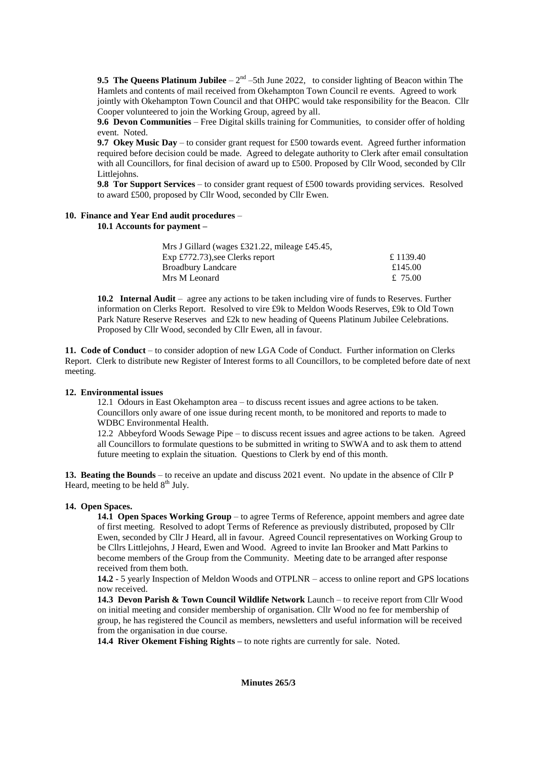**9.5 The Queens Platinum Jubilee** – 2nd –5th June 2022, to consider lighting of Beacon within The Hamlets and contents of mail received from Okehampton Town Council re events. Agreed to work jointly with Okehampton Town Council and that OHPC would take responsibility for the Beacon. Cllr Cooper volunteered to join the Working Group, agreed by all.

**9.6 Devon Communities** – Free Digital skills training for Communities, to consider offer of holding event. Noted.

**9.7 Okey Music Day** – to consider grant request for £500 towards event. Agreed further information required before decision could be made. Agreed to delegate authority to Clerk after email consultation with all Councillors, for final decision of award up to £500. Proposed by Cllr Wood, seconded by Cllr Littlejohns.

**9.8 Tor Support Services** – to consider grant request of £500 towards providing services. Resolved to award £500, proposed by Cllr Wood, seconded by Cllr Ewen.

**10. Finance and Year End audit procedures** –

**10.1 Accounts for payment –**

| | |
|---|---|
| Mrs J Gillard (wages £321.22, mileage £45.45, Exp £772.73),see Clerks report | £ 1139.40 |
| Broadbury Landcare | £145.00 |
| Mrs M Leonard | £ 75.00 |

**10.2 Internal Audit** – agree any actions to be taken including vire of funds to Reserves. Further information on Clerks Report. Resolved to vire £9k to Meldon Woods Reserves, £9k to Old Town Park Nature Reserve Reserves and £2k to new heading of Queens Platinum Jubilee Celebrations. Proposed by Cllr Wood, seconded by Cllr Ewen, all in favour.

**11. Code of Conduct** – to consider adoption of new LGA Code of Conduct. Further information on Clerks Report. Clerk to distribute new Register of Interest forms to all Councillors, to be completed before date of next meeting.

**12. Environmental issues**

12.1 Odours in East Okehampton area – to discuss recent issues and agree actions to be taken. Councillors only aware of one issue during recent month, to be monitored and reports to made to WDBC Environmental Health.

12.2 Abbeyford Woods Sewage Pipe – to discuss recent issues and agree actions to be taken. Agreed all Councillors to formulate questions to be submitted in writing to SWWA and to ask them to attend future meeting to explain the situation. Questions to Clerk by end of this month.

**13. Beating the Bounds** – to receive an update and discuss 2021 event. No update in the absence of Cllr P Heard, meeting to be held 8th July.

**14. Open Spaces.**

**14.1 Open Spaces Working Group** – to agree Terms of Reference, appoint members and agree date of first meeting. Resolved to adopt Terms of Reference as previously distributed, proposed by Cllr Ewen, seconded by Cllr J Heard, all in favour. Agreed Council representatives on Working Group to be Cllrs Littlejohns, J Heard, Ewen and Wood. Agreed to invite Ian Brooker and Matt Parkins to become members of the Group from the Community. Meeting date to be arranged after response received from them both.

**14.2** - 5 yearly Inspection of Meldon Woods and OTPLNR – access to online report and GPS locations now received.

**14.3 Devon Parish & Town Council Wildlife Network** Launch – to receive report from Cllr Wood on initial meeting and consider membership of organisation. Cllr Wood no fee for membership of group, he has registered the Council as members, newsletters and useful information will be received from the organisation in due course.

**14.4 River Okement Fishing Rights –** to note rights are currently for sale. Noted.

**Minutes 265/3**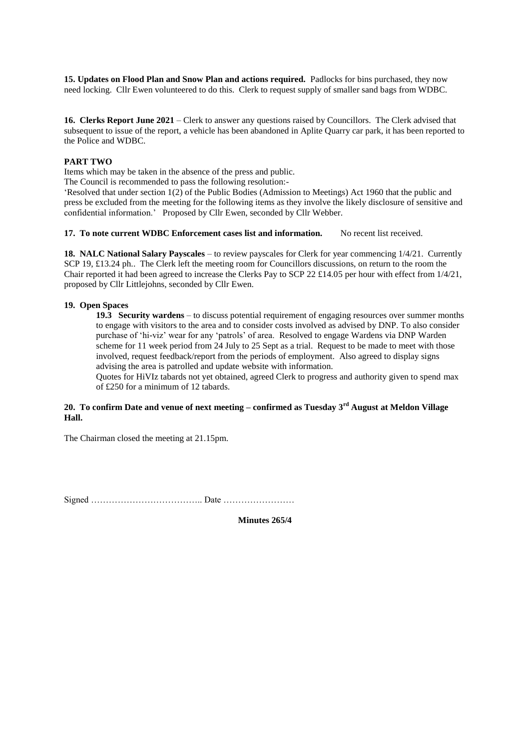**15. Updates on Flood Plan and Snow Plan and actions required.** Padlocks for bins purchased, they now need locking. Cllr Ewen volunteered to do this. Clerk to request supply of smaller sand bags from WDBC.

**16. Clerks Report June 2021** – Clerk to answer any questions raised by Councillors. The Clerk advised that subsequent to issue of the report, a vehicle has been abandoned in Aplite Quarry car park, it has been reported to the Police and WDBC.

**PART TWO**

Items which may be taken in the absence of the press and public.

The Council is recommended to pass the following resolution:-

'Resolved that under section 1(2) of the Public Bodies (Admission to Meetings) Act 1960 that the public and press be excluded from the meeting for the following items as they involve the likely disclosure of sensitive and confidential information.' Proposed by Cllr Ewen, seconded by Cllr Webber.

**17. To note current WDBC Enforcement cases list and information.** No recent list received.

**18. NALC National Salary Payscales** – to review payscales for Clerk for year commencing 1/4/21. Currently SCP 19, £13.24 ph.. The Clerk left the meeting room for Councillors discussions, on return to the room the Chair reported it had been agreed to increase the Clerks Pay to SCP 22 £14.05 per hour with effect from 1/4/21, proposed by Cllr Littlejohns, seconded by Cllr Ewen.

**19. Open Spaces**

**19.3 Security wardens** – to discuss potential requirement of engaging resources over summer months to engage with visitors to the area and to consider costs involved as advised by DNP. To also consider purchase of 'hi-viz' wear for any 'patrols' of area. Resolved to engage Wardens via DNP Warden scheme for 11 week period from 24 July to 25 Sept as a trial. Request to be made to meet with those involved, request feedback/report from the periods of employment. Also agreed to display signs advising the area is patrolled and update website with information.

Quotes for HiVIz tabards not yet obtained, agreed Clerk to progress and authority given to spend max of £250 for a minimum of 12 tabards.

**20. To confirm Date and venue of next meeting – confirmed as Tuesday 3rd August at Meldon Village Hall.**

The Chairman closed the meeting at 21.15pm.

Signed ……………………………….. Date ……………………

**Minutes 265/4**